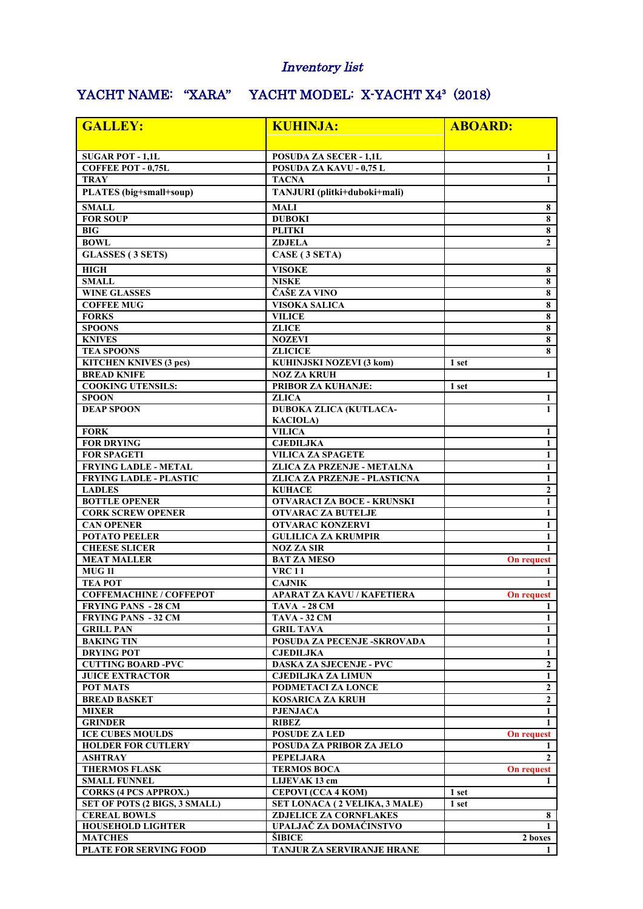*Inventory list*

# YACHT NAME: "XARA" YACHT MODEL: X-YACHT X4³ (2018)

| GALLEY: | KUHINJA: | ABOARD: |
|---|---|---|
| SUGAR POT - 1,1L | POSUDA ZA SECER - 1,1L | 1 |
| COFFEE POT - 0,75L | POSUDA ZA KAVU - 0,75 L | 1 |
| TRAY | TACNA | 1 |
| PLATES (big+small+soup) | TANJURI (plitki+duboki+mali) | |
| SMALL | MALI | 8 |
| FOR SOUP | DUBOKI | 8 |
| BIG | PLITKI | 8 |
| BOWL | ZDJELA | 2 |
| GLASSES ( 3 SETS) | CASE ( 3 SETA) | |
| HIGH | VISOKE | 8 |
| SMALL | NISKE | 8 |
| WINE GLASSES | ČAŠE ZA VINO | 8 |
| COFFEE MUG | VISOKA SALICA | 8 |
| FORKS | VILICE | 8 |
| SPOONS | ZLICE | 8 |
| KNIVES | NOZEVI | 8 |
| TEA SPOONS | ZLICICE | 8 |
| KITCHEN KNIVES (3 pcs) | KUHINJSKI NOZEVI (3 kom) | 1 set |
| BREAD KNIFE | NOZ ZA KRUH | 1 |
| COOKING UTENSILS: | PRIBOR ZA KUHANJE: | 1 set |
| SPOON | ZLICA | 1 |
| DEAP SPOON | DUBOKA ZLICA (KUTLACA-KACIOLA) | 1 |
| FORK | VILICA | 1 |
| FOR DRYING | CJEDILJKA | 1 |
| FOR SPAGETI | VILICA ZA SPAGETE | 1 |
| FRYING LADLE - METAL | ZLICA ZA PRZENJE - METALNA | 1 |
| FRYING LADLE - PLASTIC | ZLICA ZA PRZENJE - PLASTICNA | 1 |
| LADLES | KUHACE | 2 |
| BOTTLE OPENER | OTVARACI ZA BOCE - KRUNSKI | 1 |
| CORK SCREW OPENER | OTVARAC ZA BUTELJE | 1 |
| CAN OPENER | OTVARAC KONZERVI | 1 |
| POTATO PEELER | GULILICA ZA KRUMPIR | 1 |
| CHEESE SLICER | NOZ ZA SIR | 1 |
| MEAT MALLER | BAT ZA MESO | On request |
| MUG 1l | VRC 1 l | 1 |
| TEA POT | CAJNIK | 1 |
| COFFEMACHINE / COFFEPOT | APARAT ZA KAVU / KAFETIERA | On request |
| FRYING PANS - 28 CM | TAVA - 28 CM | 1 |
| FRYING PANS - 32 CM | TAVA - 32 CM | 1 |
| GRILL PAN | GRIL TAVA | 1 |
| BAKING TIN | POSUDA ZA PECENJE -SKROVADA | 1 |
| DRYING POT | CJEDILJKA | 1 |
| CUTTING BOARD -PVC | DASKA ZA SJECENJE - PVC | 2 |
| JUICE EXTRACTOR | CJEDILJKA ZA LIMUN | 1 |
| POT MATS | PODMETACI ZA LONCE | 2 |
| BREAD BASKET | KOSARICA ZA KRUH | 2 |
| MIXER | PJENJACA | 1 |
| GRINDER | RIBEZ | 1 |
| ICE CUBES MOULDS | POSUDE ZA LED | On request |
| HOLDER FOR CUTLERY | POSUDA ZA PRIBOR ZA JELO | 1 |
| ASHTRAY | PEPELJARA | 2 |
| THERMOS FLASK | TERMOS BOCA | On request |
| SMALL FUNNEL | LIJEVAK 13 cm | 1 |
| CORKS (4 PCS APPROX.) | CEPOVI (CCA 4 KOM) | 1 set |
| SET OF POTS (2 BIGS, 3 SMALL) | SET LONACA ( 2 VELIKA, 3 MALE) | 1 set |
| CEREAL BOWLS | ZDJELICE ZA CORNFLAKES | 8 |
| HOUSEHOLD LIGHTER | UPALJAČ ZA DOMAČINSTVO | 1 |
| MATCHES | ŠIBICE | 2 boxes |
| PLATE FOR SERVING FOOD | TANJUR ZA SERVIRANJE HRANE | 1 |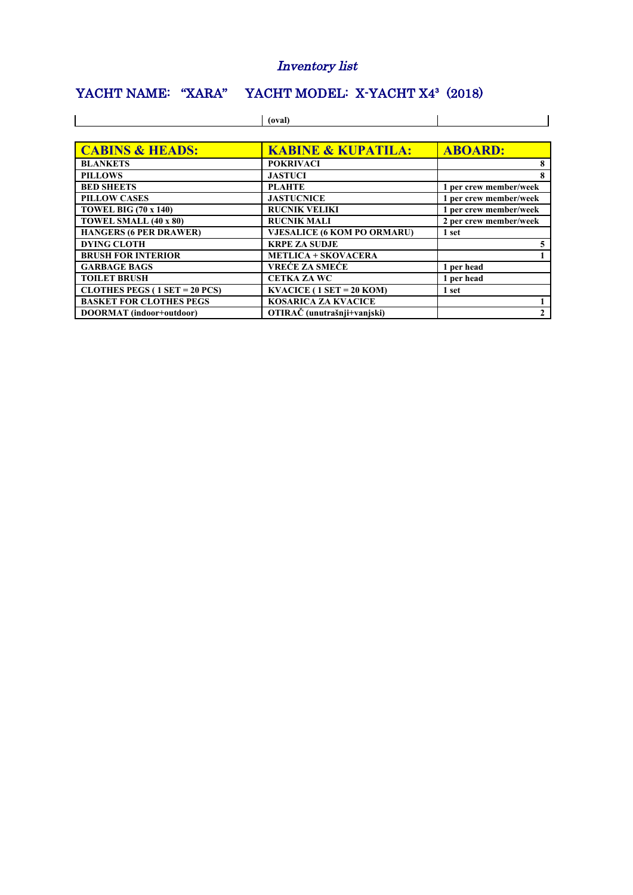*Inventory list*

## YACHT NAME: "XARA" YACHT MODEL: X-YACHT X4³ (2018)

| | | |
|---|---|---|
| | (oval) | |

| CABINS & HEADS: | KABINE & KUPATILA: | ABOARD: |
|---|---|---|
| BLANKETS | POKRIVACI | 8 |
| PILLOWS | JASTUCI | 8 |
| BED SHEETS | PLAHTE | 1 per crew member/week |
| PILLOW CASES | JASTUCNICE | 1 per crew member/week |
| TOWEL BIG (70 x 140) | RUCNIK VELIKI | 1 per crew member/week |
| TOWEL SMALL (40 x 80) | RUCNIK MALI | 2 per crew member/week |
| HANGERS (6 PER DRAWER) | VJESALICE (6 KOM PO ORMARU) | 1 set |
| DYING CLOTH | KRPE ZA SUDJE | 5 |
| BRUSH FOR INTERIOR | METLICA + SKOVACERA | 1 |
| GARBAGE BAGS | VREĆE ZA SMEĆE | 1 per head |
| TOILET BRUSH | CETKA ZA WC | 1 per head |
| CLOTHES PEGS ( 1 SET = 20 PCS) | KVACICE ( 1 SET = 20 KOM) | 1 set |
| BASKET FOR CLOTHES PEGS | KOSARICA ZA KVACICE | 1 |
| DOORMAT (indoor+outdoor) | OTIRAČ (unutrašnji+vanjski) | 2 |